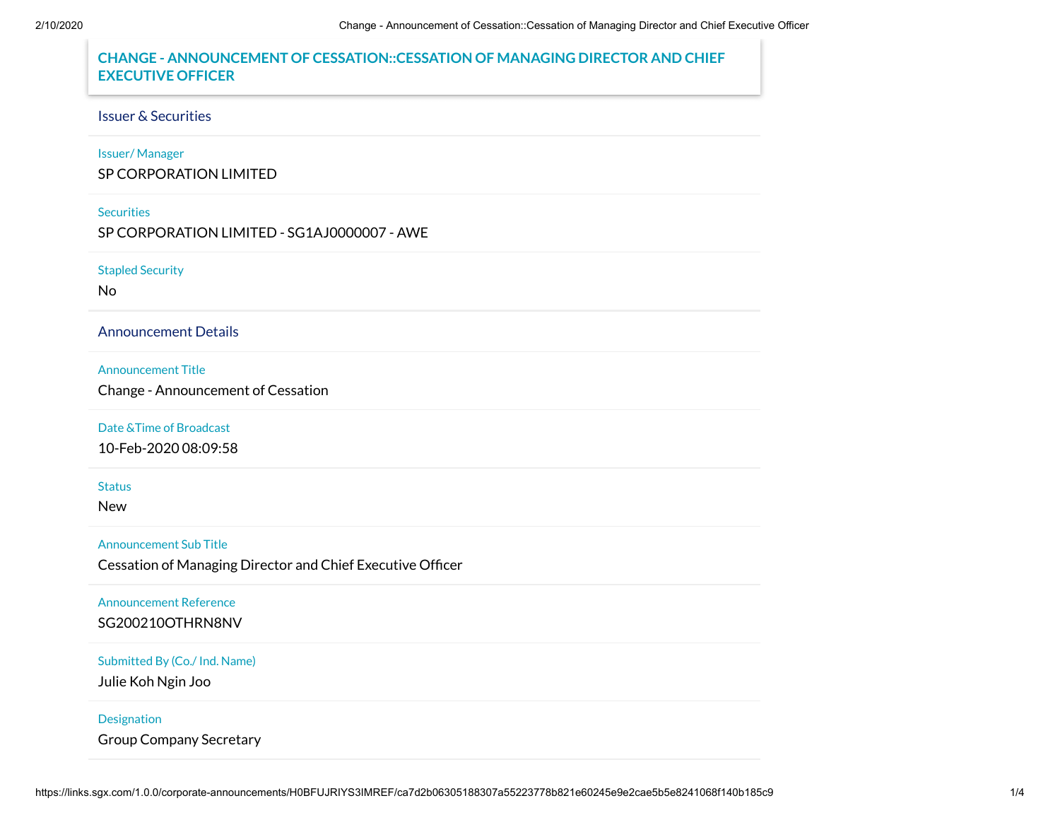# CHANGE - ANNOUNCEMENT OF CESSATION::CESSATION OF MANAGING DIRECTOR AND CHIEF EXECUTIVE OFFICER

## Issuer & Securities

**Issuer/ Manager**
SP CORPORATION LIMITED

**Securities**
SP CORPORATION LIMITED - SG1AJ0000007 - AWE

**Stapled Security**
No

## Announcement Details

**Announcement Title**
Change - Announcement of Cessation

**Date &Time of Broadcast**
10-Feb-2020 08:09:58

**Status**
New

**Announcement Sub Title**
Cessation of Managing Director and Chief Executive Officer

**Announcement Reference**
SG200210OTHRN8NV

**Submitted By (Co./ Ind. Name)**
Julie Koh Ngin Joo

**Designation**
Group Company Secretary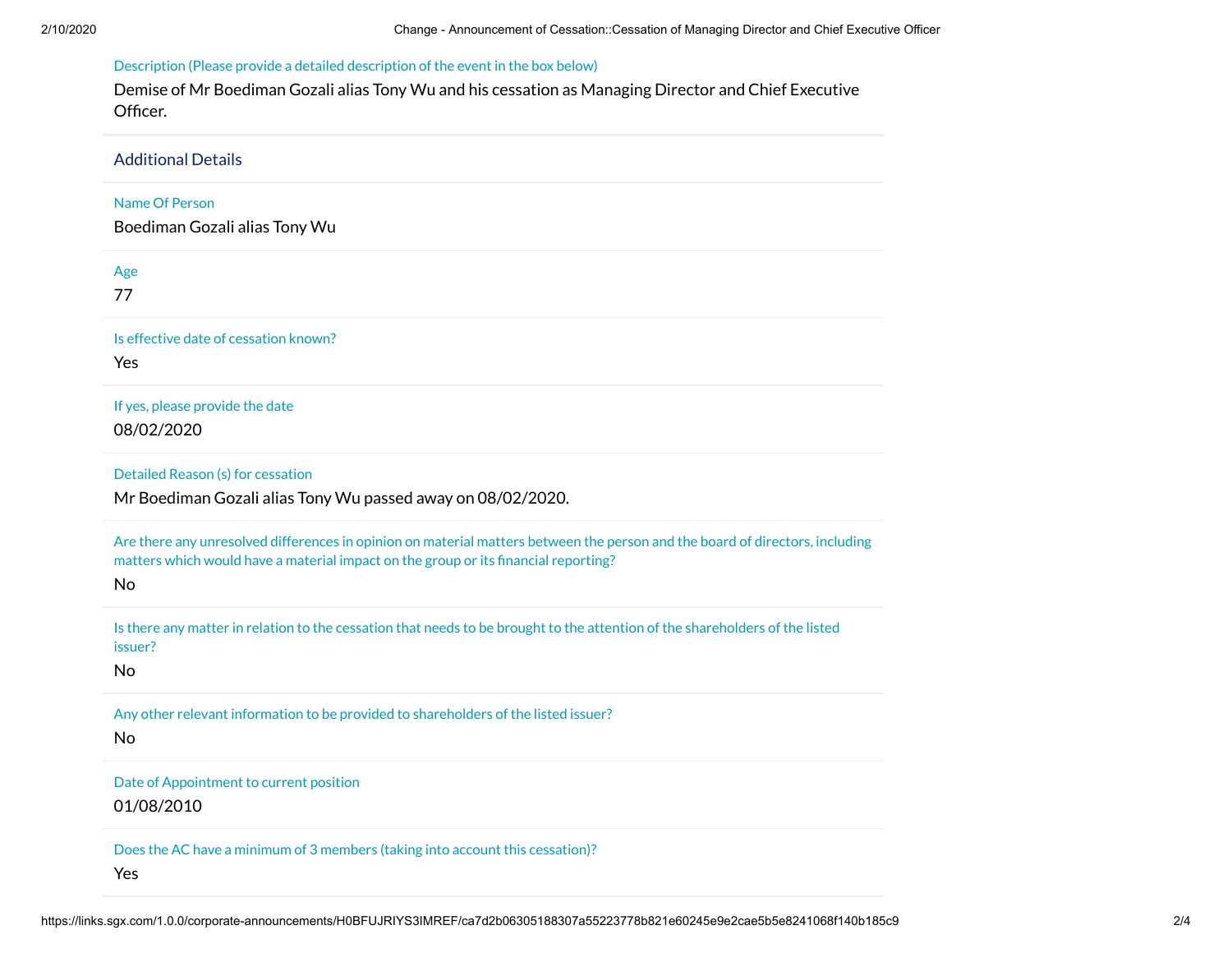Description (Please provide a detailed description of the event in the box below)

Demise of Mr Boediman Gozali alias Tony Wu and his cessation as Managing Director and Chief Executive Officer.

## Additional Details

Name Of Person

Boediman Gozali alias Tony Wu

Age

77

Is effective date of cessation known?

Yes

If yes, please provide the date

08/02/2020

Detailed Reason (s) for cessation

Mr Boediman Gozali alias Tony Wu passed away on 08/02/2020.

Are there any unresolved differences in opinion on material matters between the person and the board of directors, including matters which would have a material impact on the group or its financial reporting?

No

Is there any matter in relation to the cessation that needs to be brought to the attention of the shareholders of the listed issuer?

No

Any other relevant information to be provided to shareholders of the listed issuer?

No

Date of Appointment to current position

01/08/2010

Does the AC have a minimum of 3 members (taking into account this cessation)?

Yes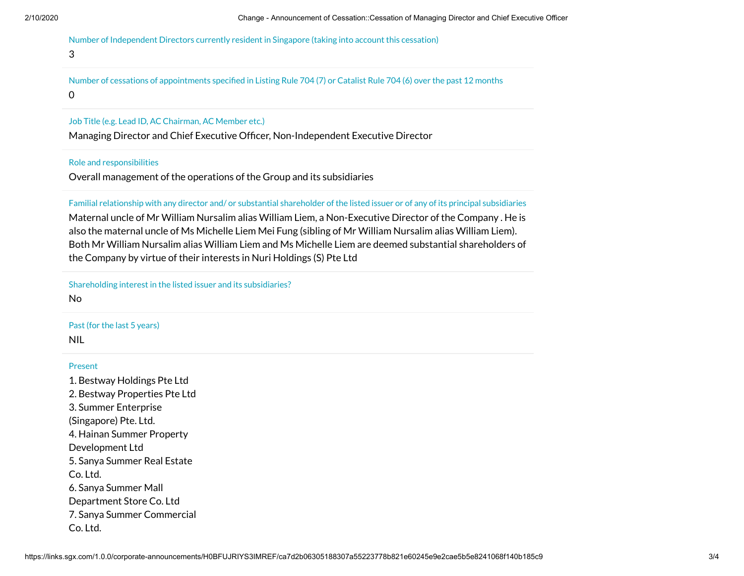Number of Independent Directors currently resident in Singapore (taking into account this cessation)

3

Number of cessations of appointments specified in Listing Rule 704 (7) or Catalist Rule 704 (6) over the past 12 months

0

Job Title (e.g. Lead ID, AC Chairman, AC Member etc.)

Managing Director and Chief Executive Officer, Non-Independent Executive Director

Role and responsibilities

Overall management of the operations of the Group and its subsidiaries

Familial relationship with any director and/ or substantial shareholder of the listed issuer or of any of its principal subsidiaries

Maternal uncle of Mr William Nursalim alias William Liem, a Non-Executive Director of the Company . He is also the maternal uncle of Ms Michelle Liem Mei Fung (sibling of Mr William Nursalim alias William Liem). Both Mr William Nursalim alias William Liem and Ms Michelle Liem are deemed substantial shareholders of the Company by virtue of their interests in Nuri Holdings (S) Pte Ltd

Shareholding interest in the listed issuer and its subsidiaries?

No

Past (for the last 5 years)

NIL

Present

1. Bestway Holdings Pte Ltd
2. Bestway Properties Pte Ltd
3. Summer Enterprise (Singapore) Pte. Ltd.
4. Hainan Summer Property Development Ltd
5. Sanya Summer Real Estate Co. Ltd.
6. Sanya Summer Mall Department Store Co. Ltd
7. Sanya Summer Commercial Co. Ltd.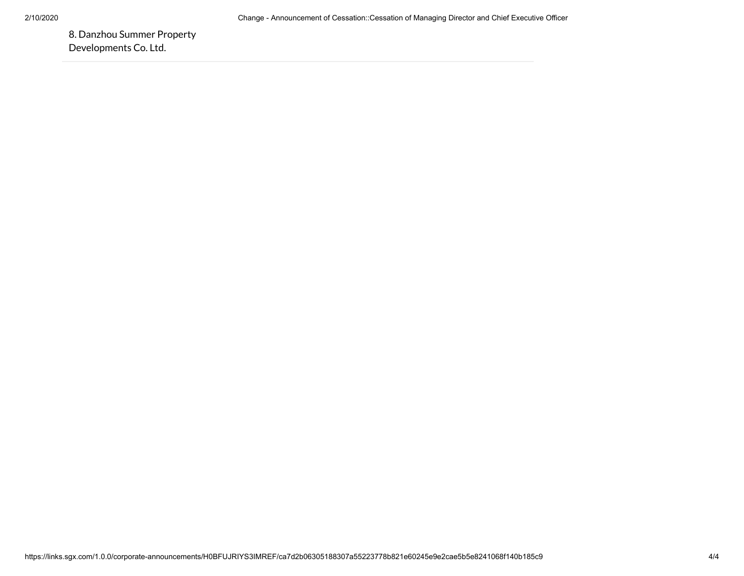8. Danzhou Summer Property Developments Co. Ltd.